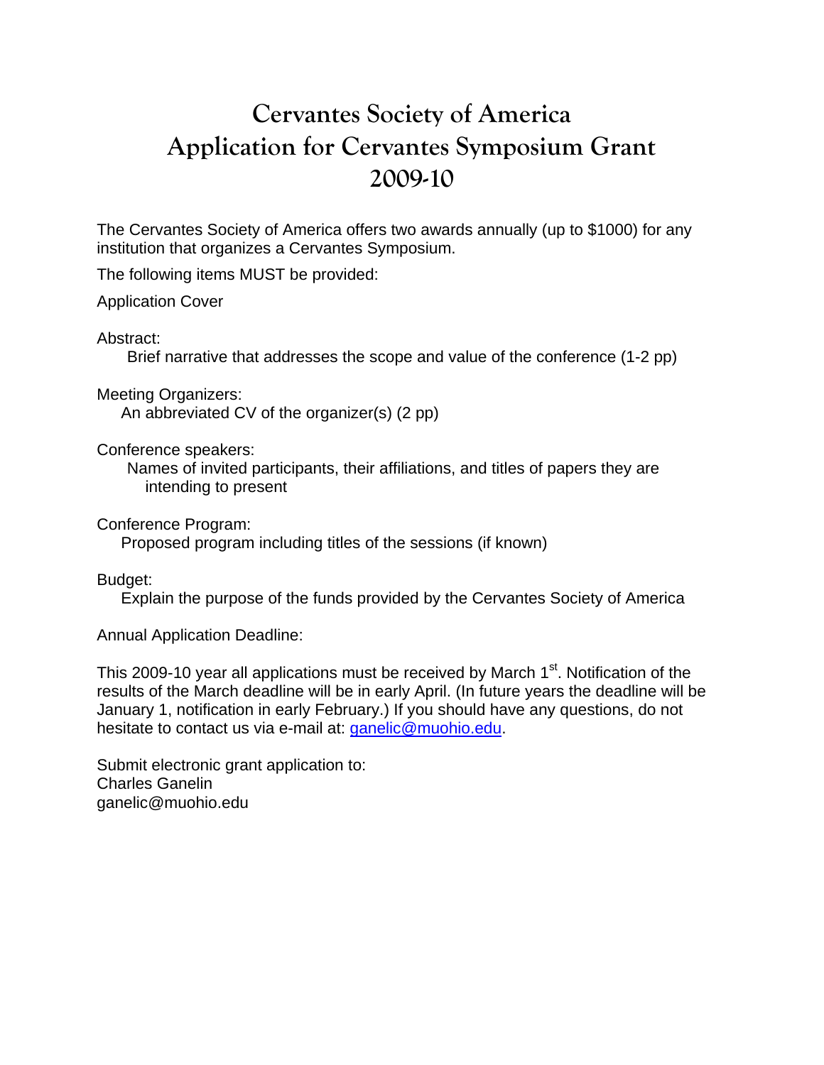# Cervantes Society of America
# Application for Cervantes Symposium Grant
# 2009-10

The Cervantes Society of America offers two awards annually (up to $1000) for any institution that organizes a Cervantes Symposium.

The following items MUST be provided:

Application Cover

Abstract:
Brief narrative that addresses the scope and value of the conference (1-2 pp)

Meeting Organizers:
An abbreviated CV of the organizer(s) (2 pp)

Conference speakers:
Names of invited participants, their affiliations, and titles of papers they are intending to present

Conference Program:
Proposed program including titles of the sessions (if known)

Budget:
Explain the purpose of the funds provided by the Cervantes Society of America

Annual Application Deadline:

This 2009-10 year all applications must be received by March 1st. Notification of the results of the March deadline will be in early April. (In future years the deadline will be January 1, notification in early February.) If you should have any questions, do not hesitate to contact us via e-mail at: ganelic@muohio.edu.

Submit electronic grant application to:
Charles Ganelin
ganelic@muohio.edu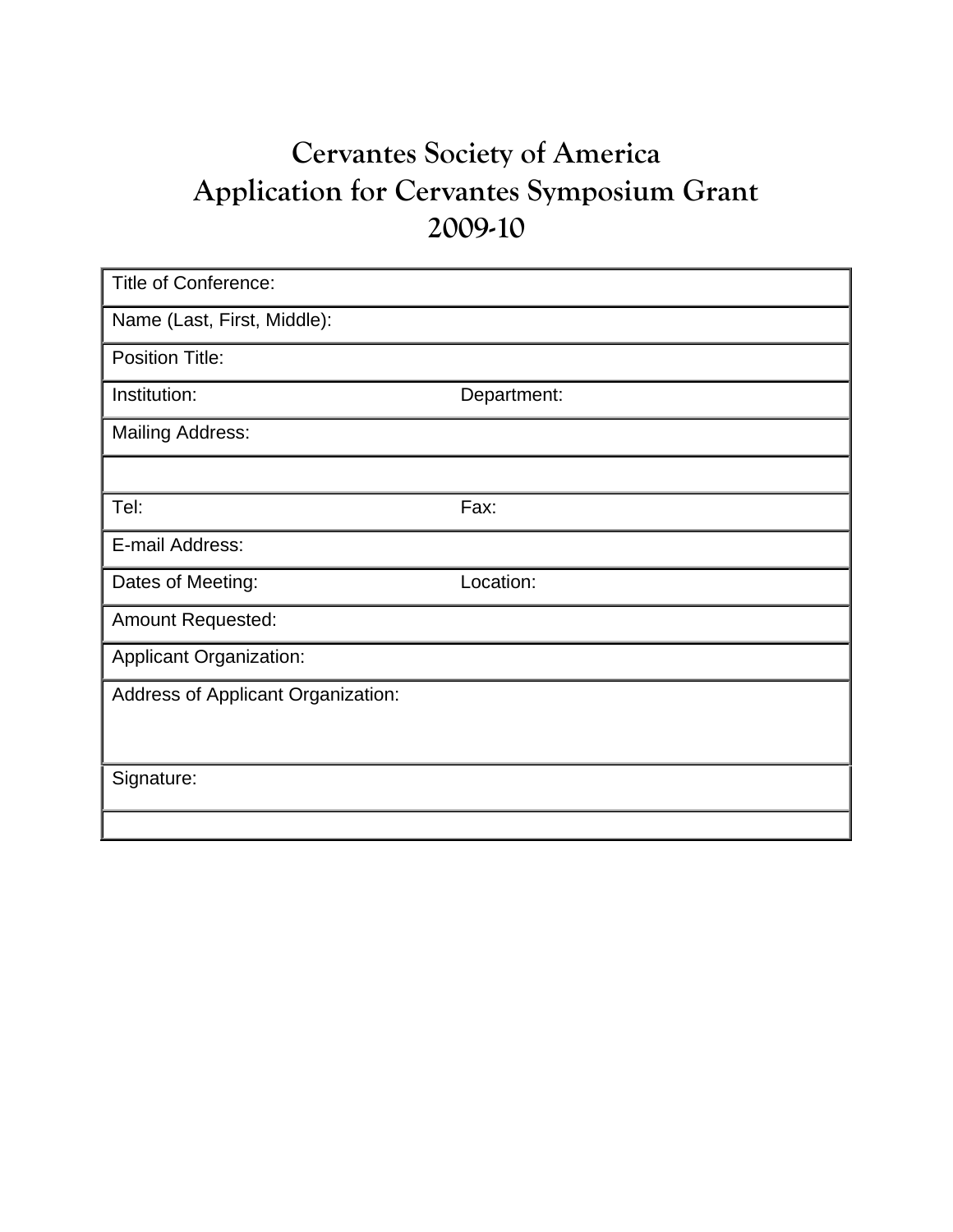# Cervantes Society of America
# Application for Cervantes Symposium Grant
# 2009-10

| | |
|---|---|
| Title of Conference: | |
| Name (Last, First, Middle): | |
| Position Title: | |
| Institution: | Department: |
| Mailing Address: | |
| | |
| Tel: | Fax: |
| E-mail Address: | |
| Dates of Meeting: | Location: |
| Amount Requested: | |
| Applicant Organization: | |
| Address of Applicant Organization: | |
| Signature: | |
| | |